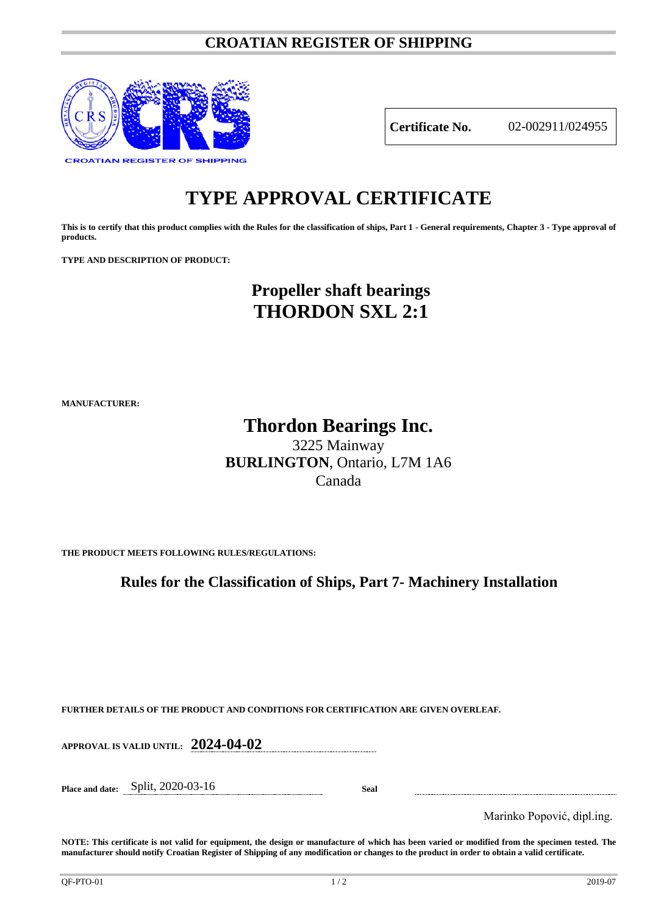# CROATIAN REGISTER OF SHIPPING

| **Certificate No.** | 02-002911/024955 |
|---|---|

# TYPE APPROVAL CERTIFICATE

**This is to certify that this product complies with the Rules for the classification of ships, Part 1 - General requirements, Chapter 3 - Type approval of products.**

**TYPE AND DESCRIPTION OF PRODUCT:**

## Propeller shaft bearings
## THORDON SXL 2:1

**MANUFACTURER:**

## Thordon Bearings Inc.

3225 Mainway
**BURLINGTON**, Ontario, L7M 1A6
Canada

**THE PRODUCT MEETS FOLLOWING RULES/REGULATIONS:**

### Rules for the Classification of Ships, Part 7- Machinery Installation

**FURTHER DETAILS OF THE PRODUCT AND CONDITIONS FOR CERTIFICATION ARE GIVEN OVERLEAF.**

**APPROVAL IS VALID UNTIL:** **2024-04-02**

**Place and date:** Split, 2020-03-16

**Seal**

Marinko Popović, dipl.ing.

**NOTE: This certificate is not valid for equipment, the design or manufacture of which has been varied or modified from the specimen tested. The manufacturer should notify Croatian Register of Shipping of any modification or changes to the product in order to obtain a valid certificate.**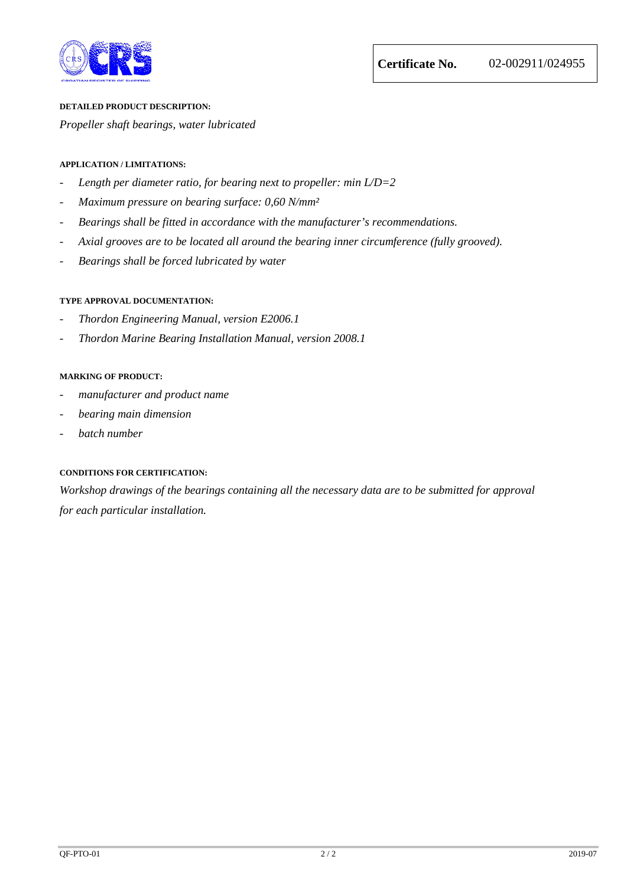**Certificate No.** 02-002911/024955

**DETAILED PRODUCT DESCRIPTION:**

*Propeller shaft bearings, water lubricated*

**APPLICATION / LIMITATIONS:**

- *Length per diameter ratio, for bearing next to propeller: min L/D=2*
- *Maximum pressure on bearing surface: 0,60 N/mm²*
- *Bearings shall be fitted in accordance with the manufacturer's recommendations.*
- *Axial grooves are to be located all around the bearing inner circumference (fully grooved).*
- *Bearings shall be forced lubricated by water*

**TYPE APPROVAL DOCUMENTATION:**

- *Thordon Engineering Manual, version E2006.1*
- *Thordon Marine Bearing Installation Manual, version 2008.1*

**MARKING OF PRODUCT:**

- *manufacturer and product name*
- *bearing main dimension*
- *batch number*

**CONDITIONS FOR CERTIFICATION:**

*Workshop drawings of the bearings containing all the necessary data are to be submitted for approval for each particular installation.*